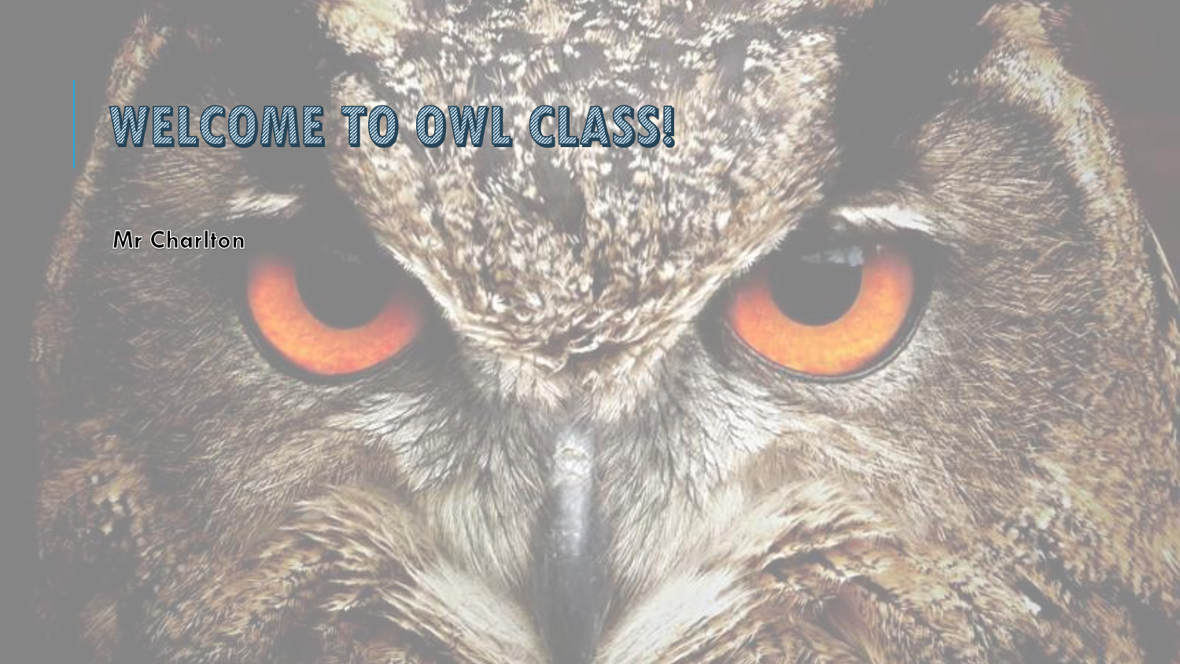# WELCOME TO OWL CLASS!

Mr Charlton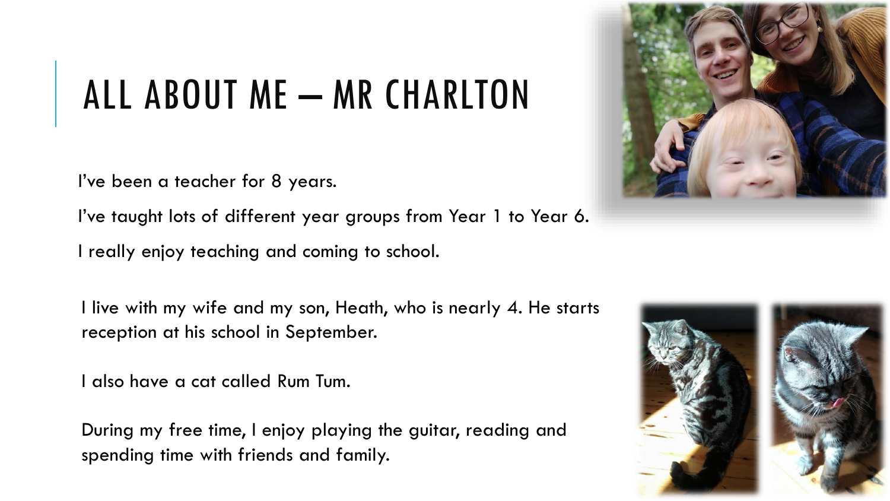# ALL ABOUT ME – MR CHARLTON

I've been a teacher for 8 years.

I've taught lots of different year groups from Year 1 to Year 6.

I really enjoy teaching and coming to school.

I live with my wife and my son, Heath, who is nearly 4. He starts reception at his school in September.

I also have a cat called Rum Tum.

During my free time, I enjoy playing the guitar, reading and spending time with friends and family.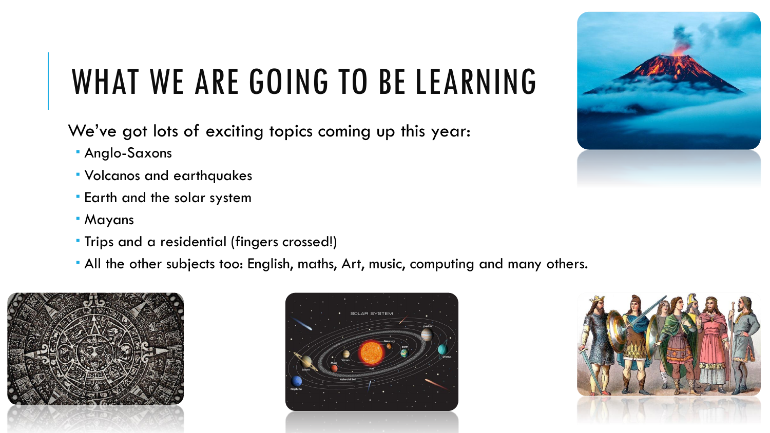# WHAT WE ARE GOING TO BE LEARNING

We've got lots of exciting topics coming up this year:

- Anglo-Saxons
- Volcanos and earthquakes
- Earth and the solar system
- Mayans
- Trips and a residential (fingers crossed!)
- All the other subjects too: English, maths, Art, music, computing and many others.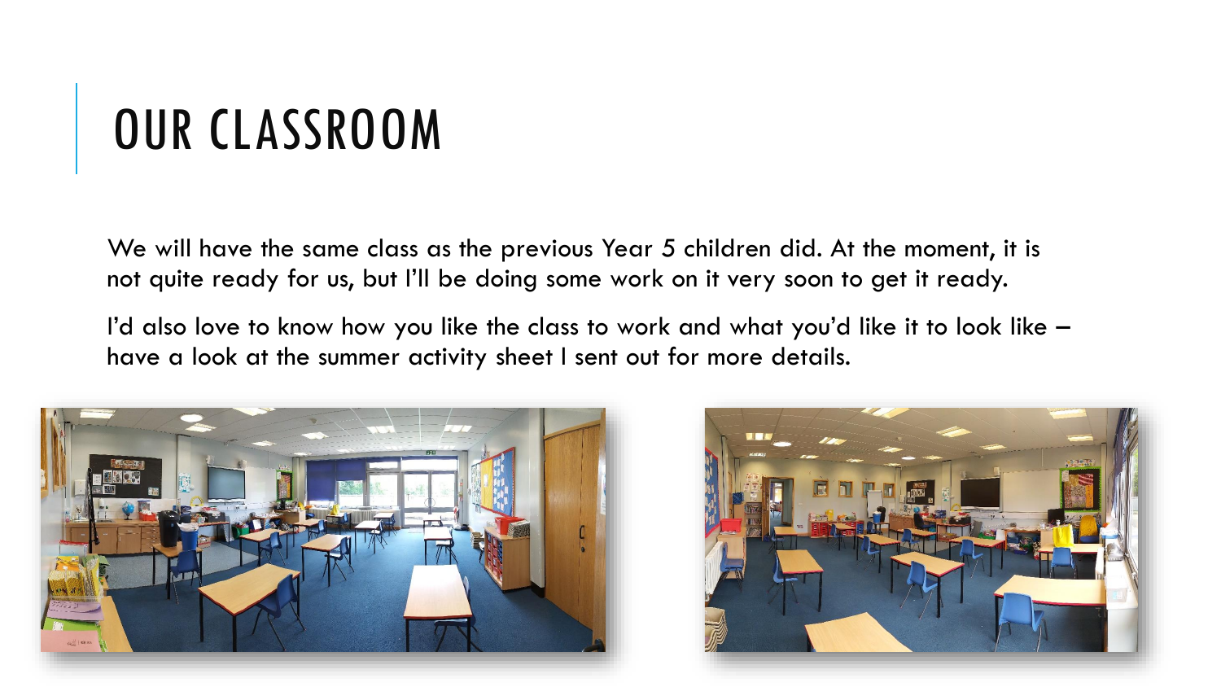# OUR CLASSROOM

We will have the same class as the previous Year 5 children did. At the moment, it is not quite ready for us, but I'll be doing some work on it very soon to get it ready.

I'd also love to know how you like the class to work and what you'd like it to look like – have a look at the summer activity sheet I sent out for more details.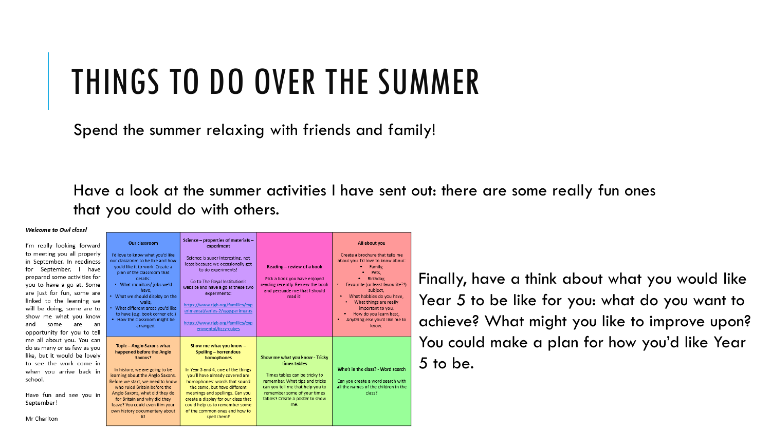# THINGS TO DO OVER THE SUMMER

Spend the summer relaxing with friends and family!

Have a look at the summer activities I have sent out: there are some really fun ones that you could do with others.

***Welcome to Owl class!***

I'm really looking forward to meeting you all properly in September. In readiness for September, I have prepared some activities for you to have a go at. Some are just for fun, some are linked to the learning we will be doing, some are to show me what you know and some are an opportunity for you to tell me all about you. You can do as many or as few as you like, but it would be lovely to see the work come in when you arrive back in school.

Have fun and see you in September!

Mr Charlton

| Our classroom | Science – properties of materials – experiment | Reading – review of a book | All about you |
|---|---|---|---|
| I'd love to know what you'd like our classroom to be like and how you'd like it to work. Create a plan of the classroom that details: • What monitors/ jobs we'd have, • What we should display on the walls, • What different areas you'd like to have (e.g. book corner etc.) • How the classroom might be arranged. | Science is super interesting, not least because we occasionally get to do experiments! Go to The Royal Institution's website and have a go at these two experiments: https://www.rigb.org/families/experimental/series-2/eggsperiments https://www.rigb.org/families/experimental/fizzy-cubes | Pick a book you have enjoyed reading recently. Review the book and persuade me that I should read it! | Create a brochure that tells me about you. I'd love to know about: • Family, • Pets, • Birthday, • Favourite (or least favourite?!) subject, • What hobbies do you have, • What things are really important to you, • How do you learn best, • Anything else you'd like me to know. |
| **Topic – Anglo Saxons what happened before the Anglo Saxons?** | **Show me what you know – Spelling – horrendous homophones** | **Show me what you know - Tricky times tables** | **Who's in the class? - Word search** |
| In history, we are going to be learning about the Anglo Saxons. Before we start, we need to know who ruled Britain before the Anglo Saxons, what did they do for Britain and why did they leave? You could even film your own history documentary about it! | In Year 3 and 4, one of the things you'll have already covered are homophones: words that sound the same, but have different meanings and spellings. Can you create a display for our class that could help us to remember some of the common ones and how to spell them? | Times tables can be tricky to remember. What tips and tricks can you tell me that help you to remember some of your times tables? Create a poster to show me. | Can you create a word search with all the names of the children in the class? |

Finally, have a think about what you would like Year 5 to be like for you: what do you want to achieve? What might you like to improve upon? You could make a plan for how you'd like Year 5 to be.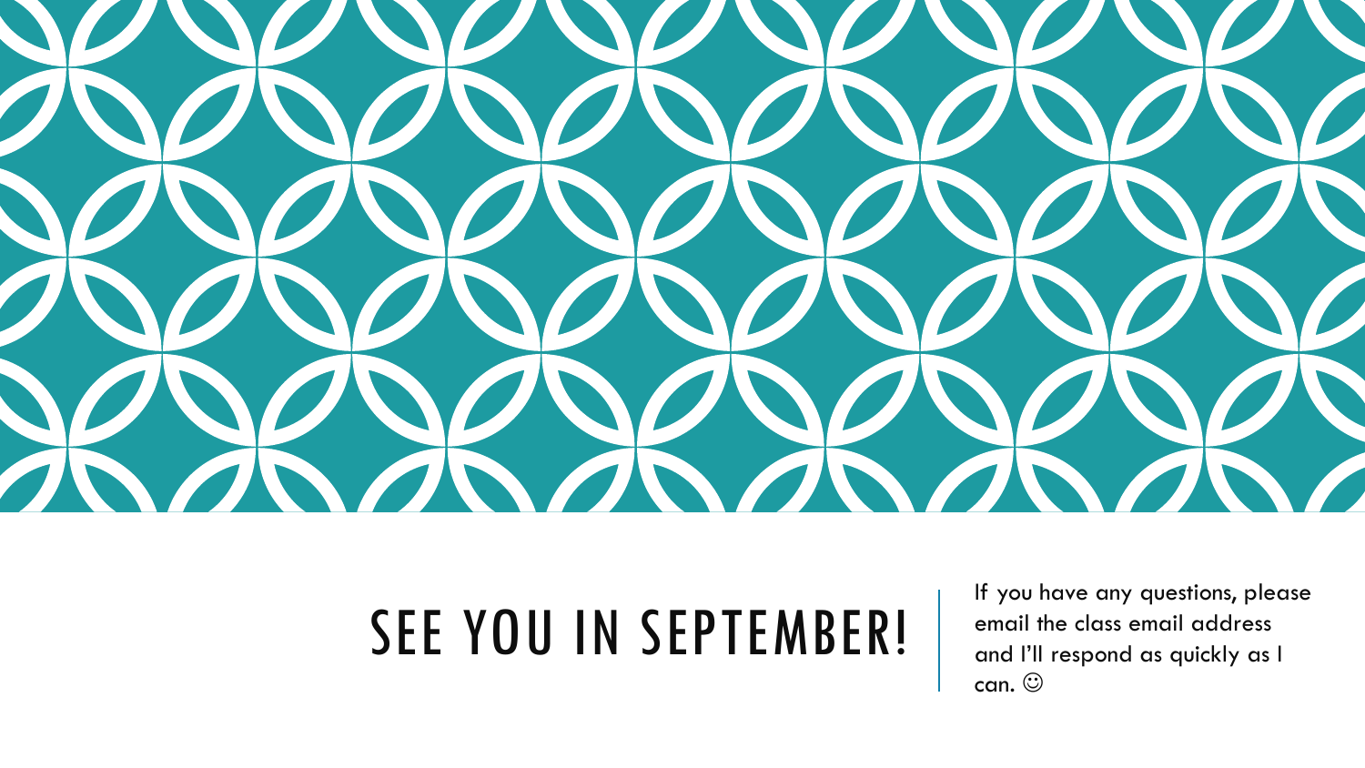# SEE YOU IN SEPTEMBER!

If you have any questions, please email the class email address and I'll respond as quickly as I can. ☺